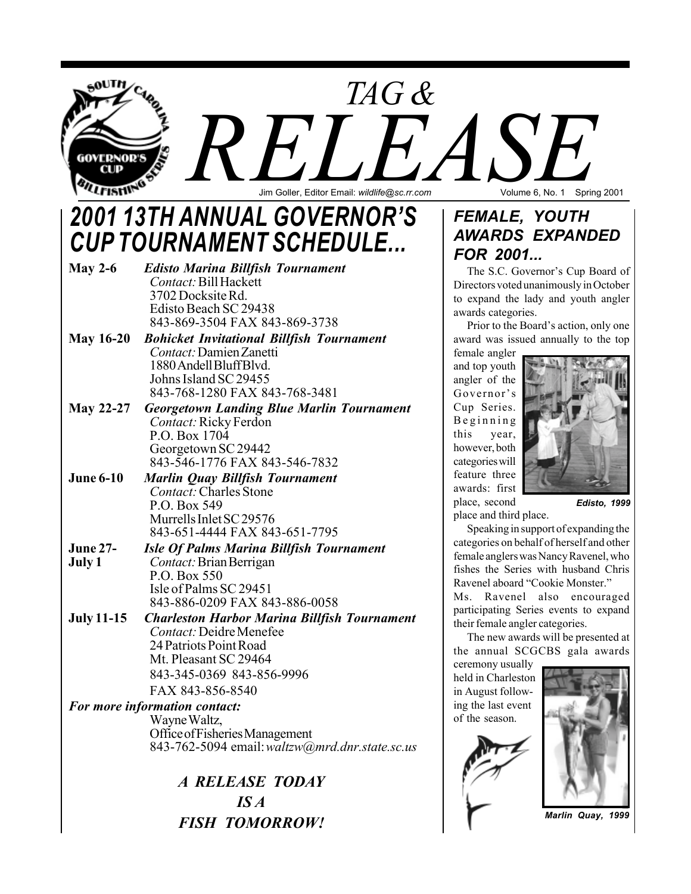# TAG & RELEASE

Jim Goller, Editor Email: *wildlife@sc.rr.com*

## 2001 13TH ANNUAL GOVERNOR'S CUP TOURNAMENT SCHEDULE...

**May 2-6** — ***Edisto Marina Billfish Tournament***
*Contact:* Bill Hackett
3702 Docksite Rd.
Edisto Beach SC 29438
843-869-3504 FAX 843-869-3738

**May 16-20** — ***Bohicket Invitational Billfish Tournament***
*Contact:* Damien Zanetti
1880 Andell Bluff Blvd.
Johns Island SC 29455
843-768-1280 FAX 843-768-3481

**May 22-27** — ***Georgetown Landing Blue Marlin Tournament***
*Contact:* Ricky Ferdon
P.O. Box 1704
Georgetown SC 29442
843-546-1776 FAX 843-546-7832

**June 6-10** — ***Marlin Quay Billfish Tournament***
*Contact:* Charles Stone
P.O. Box 549
Murrells Inlet SC 29576
843-651-4444 FAX 843-651-7795

**June 27-July 1** — ***Isle Of Palms Marina Billfish Tournament***
*Contact:* Brian Berrigan
P.O. Box 550
Isle of Palms SC 29451
843-886-0209 FAX 843-886-0058

**July 11-15** — ***Charleston Harbor Marina Billfish Tournament***
*Contact:* Deidre Menefee
24 Patriots Point Road
Mt. Pleasant SC 29464
843-345-0369 843-856-9996
FAX 843-856-8540

***For more information contact:***
Wayne Waltz,
Office of Fisheries Management
843-762-5094 email: *waltzw@mrd.dnr.state.sc.us*

***A RELEASE TODAY IS A FISH TOMORROW!***

## FEMALE, YOUTH AWARDS EXPANDED FOR 2001...

The S.C. Governor's Cup Board of Directors voted unanimously in October to expand the lady and youth angler awards categories.

Prior to the Board's action, only one award was issued annually to the top female angler and top youth angler of the Governor's Cup Series. Beginning this year, however, both categories will feature three awards: first place, second place and third place.

*Edisto, 1999*

Speaking in support of expanding the categories on behalf of herself and other female anglers was Nancy Ravenel, who fishes the Series with husband Chris Ravenel aboard "Cookie Monster." Ms. Ravenel also encouraged participating Series events to expand their female angler categories.

The new awards will be presented at the annual SCGCBS gala awards ceremony usually held in Charleston in August following the last event of the season.

*Marlin Quay, 1999*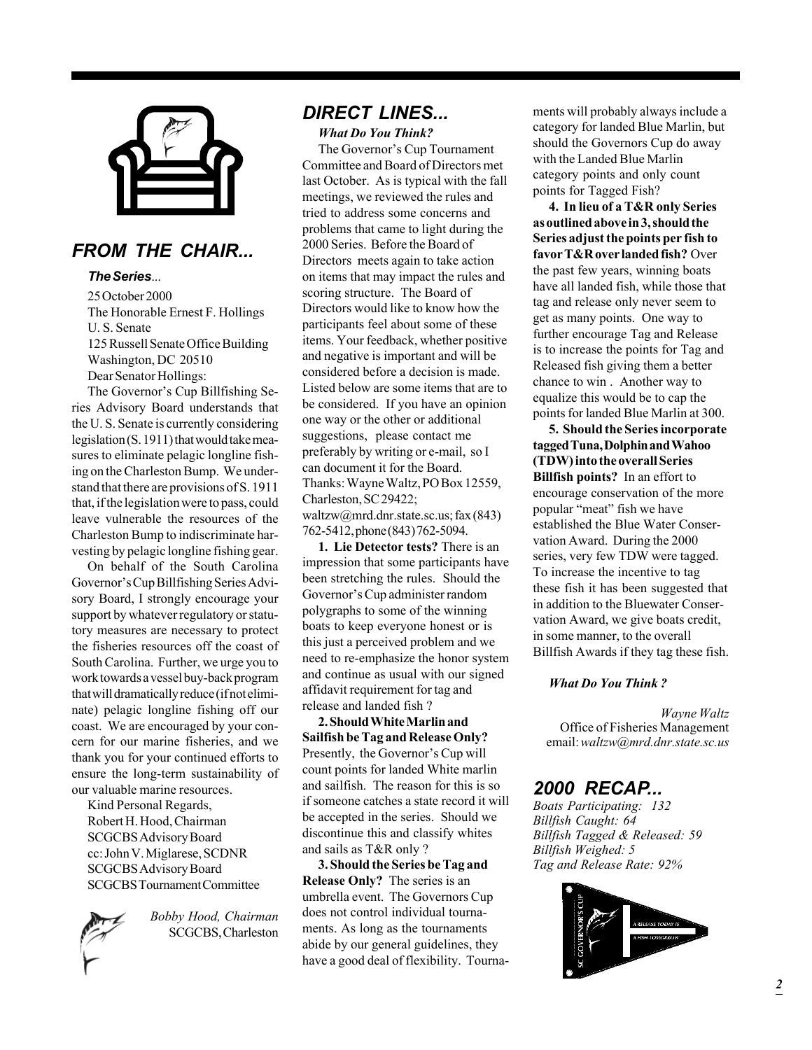## FROM THE CHAIR...

### *The Series...*

25 October 2000
The Honorable Ernest F. Hollings
U. S. Senate
125 Russell Senate Office Building
Washington, DC 20510
Dear Senator Hollings:

The Governor's Cup Billfishing Series Advisory Board understands that the U. S. Senate is currently considering legislation (S. 1911) that would take measures to eliminate pelagic longline fishing on the Charleston Bump. We understand that there are provisions of S. 1911 that, if the legislation were to pass, could leave vulnerable the resources of the Charleston Bump to indiscriminate harvesting by pelagic longline fishing gear.

On behalf of the South Carolina Governor's Cup Billfishing Series Advisory Board, I strongly encourage your support by whatever regulatory or statutory measures are necessary to protect the fisheries resources off the coast of South Carolina. Further, we urge you to work towards a vessel buy-back program that will dramatically reduce (if not eliminate) pelagic longline fishing off our coast. We are encouraged by your concern for our marine fisheries, and we thank you for your continued efforts to ensure the long-term sustainability of our valuable marine resources.

Kind Personal Regards,
Robert H. Hood, Chairman
SCGCBS Advisory Board
cc: John V. Miglarese, SCDNR
SCGCBS Advisory Board
SCGCBS Tournament Committee

*Bobby Hood, Chairman*
SCGCBS, Charleston

## DIRECT LINES...

### *What Do You Think?*

The Governor's Cup Tournament Committee and Board of Directors met last October. As is typical with the fall meetings, we reviewed the rules and tried to address some concerns and problems that came to light during the 2000 Series. Before the Board of Directors meets again to take action on items that may impact the rules and scoring structure. The Board of Directors would like to know how the participants feel about some of these items. Your feedback, whether positive and negative is important and will be considered before a decision is made. Listed below are some items that are to be considered. If you have an opinion one way or the other or additional suggestions, please contact me preferably by writing or e-mail, so I can document it for the Board. Thanks: Wayne Waltz, PO Box 12559, Charleston, SC 29422; waltzw@mrd.dnr.state.sc.us; fax (843) 762-5412, phone (843) 762-5094.

**1. Lie Detector tests?** There is an impression that some participants have been stretching the rules. Should the Governor's Cup administer random polygraphs to some of the winning boats to keep everyone honest or is this just a perceived problem and we need to re-emphasize the honor system and continue as usual with our signed affidavit requirement for tag and release and landed fish ?

**2. Should White Marlin and Sailfish be Tag and Release Only?** Presently, the Governor's Cup will count points for landed White marlin and sailfish. The reason for this is so if someone catches a state record it will be accepted in the series. Should we discontinue this and classify whites and sails as T&R only ?

**3. Should the Series be Tag and Release Only?** The series is an umbrella event. The Governors Cup does not control individual tournaments. As long as the tournaments abide by our general guidelines, they have a good deal of flexibility. Tournaments will probably always include a category for landed Blue Marlin, but should the Governors Cup do away with the Landed Blue Marlin category points and only count points for Tagged Fish?

**4. In lieu of a T&R only Series as outlined above in 3, should the Series adjust the points per fish to favor T&R over landed fish?** Over the past few years, winning boats have all landed fish, while those that tag and release only never seem to get as many points. One way to further encourage Tag and Release is to increase the points for Tag and Released fish giving them a better chance to win . Another way to equalize this would be to cap the points for landed Blue Marlin at 300.

**5. Should the Series incorporate tagged Tuna, Dolphin and Wahoo (TDW) into the overall Series Billfish points?** In an effort to encourage conservation of the more popular "meat" fish we have established the Blue Water Conservation Award. During the 2000 series, very few TDW were tagged. To increase the incentive to tag these fish it has been suggested that in addition to the Bluewater Conservation Award, we give boats credit, in some manner, to the overall Billfish Awards if they tag these fish.

***What Do You Think ?***

*Wayne Waltz*
Office of Fisheries Management
email: *waltzw@mrd.dnr.state.sc.us*

## 2000 RECAP...

*Boats Participating: 132*
*Billfish Caught: 64*
*Billfish Tagged & Released: 59*
*Billfish Weighed: 5*
*Tag and Release Rate: 92%*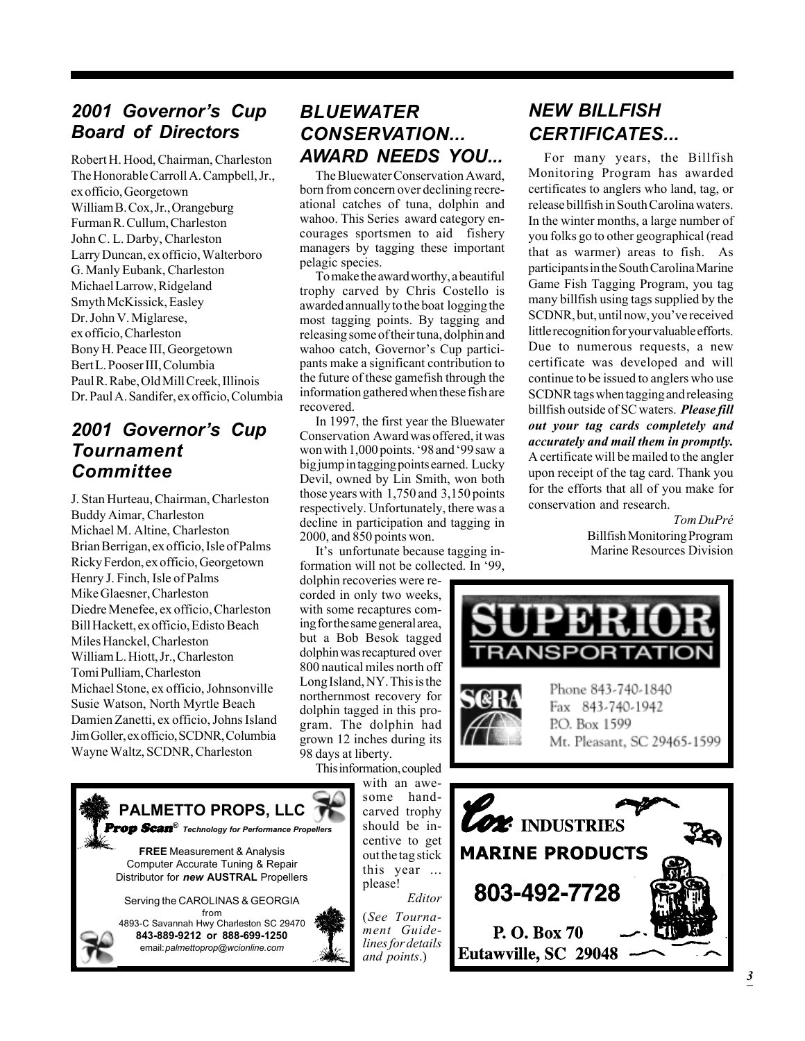## 2001 Governor's Cup Board of Directors

Robert H. Hood, Chairman, Charleston
The Honorable Carroll A. Campbell, Jr., ex officio, Georgetown
William B. Cox, Jr., Orangeburg
Furman R. Cullum, Charleston
John C. L. Darby, Charleston
Larry Duncan, ex officio, Walterboro
G. Manly Eubank, Charleston
Michael Larrow, Ridgeland
Smyth McKissick, Easley
Dr. John V. Miglarese, ex officio, Charleston
Bony H. Peace III, Georgetown
Bert L. Pooser III, Columbia
Paul R. Rabe, Old Mill Creek, Illinois
Dr. Paul A. Sandifer, ex officio, Columbia

## 2001 Governor's Cup Tournament Committee

J. Stan Hurteau, Chairman, Charleston
Buddy Aimar, Charleston
Michael M. Altine, Charleston
Brian Berrigan, ex officio, Isle of Palms
Ricky Ferdon, ex officio, Georgetown
Henry J. Finch, Isle of Palms
Mike Glaesner, Charleston
Diedre Menefee, ex officio, Charleston
Bill Hackett, ex officio, Edisto Beach
Miles Hanckel, Charleston
William L. Hiott, Jr., Charleston
Tomi Pulliam, Charleston
Michael Stone, ex officio, Johnsonville
Susie Watson, North Myrtle Beach
Damien Zanetti, ex officio, Johns Island
Jim Goller, ex officio, SCDNR, Columbia
Wayne Waltz, SCDNR, Charleston

## BLUEWATER CONSERVATION... AWARD NEEDS YOU...

The Bluewater Conservation Award, born from concern over declining recreational catches of tuna, dolphin and wahoo. This Series award category encourages sportsmen to aid fishery managers by tagging these important pelagic species.

To make the award worthy, a beautiful trophy carved by Chris Costello is awarded annually to the boat logging the most tagging points. By tagging and releasing some of their tuna, dolphin and wahoo catch, Governor's Cup participants make a significant contribution to the future of these gamefish through the information gathered when these fish are recovered.

In 1997, the first year the Bluewater Conservation Award was offered, it was won with 1,000 points. '98 and '99 saw a big jump in tagging points earned. Lucky Devil, owned by Lin Smith, won both those years with 1,750 and 3,150 points respectively. Unfortunately, there was a decline in participation and tagging in 2000, and 850 points won.

It's unfortunate because tagging information will not be collected. In '99, dolphin recoveries were recorded in only two weeks, with some recaptures coming for the same general area, but a Bob Besok tagged dolphin was recaptured over 800 nautical miles north off Long Island, NY. This is the northernmost recovery for dolphin tagged in this program. The dolphin had grown 12 inches during its 98 days at liberty.

This information, coupled with an awesome hand-carved trophy should be incentive to get out the tag stick this year ... please!

*Editor*

(*See Tournament Guidelines for details and points*.)

## NEW BILLFISH CERTIFICATES...

For many years, the Billfish Monitoring Program has awarded certificates to anglers who land, tag, or release billfish in South Carolina waters. In the winter months, a large number of you folks go to other geographical (read that as warmer) areas to fish. As participants in the South Carolina Marine Game Fish Tagging Program, you tag many billfish using tags supplied by the SCDNR, but, until now, you've received little recognition for your valuable efforts. Due to numerous requests, a new certificate was developed and will continue to be issued to anglers who use SCDNR tags when tagging and releasing billfish outside of SC waters. ***Please fill out your tag cards completely and accurately and mail them in promptly.*** A certificate will be mailed to the angler upon receipt of the tag card. Thank you for the efforts that all of you make for conservation and research.

*Tom DuPré*
Billfish Monitoring Program
Marine Resources Division

---

**SUPERIOR TRANSPORTATION**

SCRA

Phone 843-740-1840
Fax 843-740-1942
P.O. Box 1599
Mt. Pleasant, SC 29465-1599

---

**PALMETTO PROPS, LLC**

***Prop Scan***® *Technology for Performance Propellers*

**FREE** Measurement & Analysis
Computer Accurate Tuning & Repair
Distributor for ***new* AUSTRAL** Propellers

Serving the CAROLINAS & GEORGIA
from
4893-C Savannah Hwy Charleston SC 29470
**843-889-9212 or 888-699-1250**
email: *palmettoprop@wcionline.com*

---

**Cox INDUSTRIES**
**MARINE PRODUCTS**

**803-492-7728**

**P. O. Box 70**
**Eutawville, SC 29048**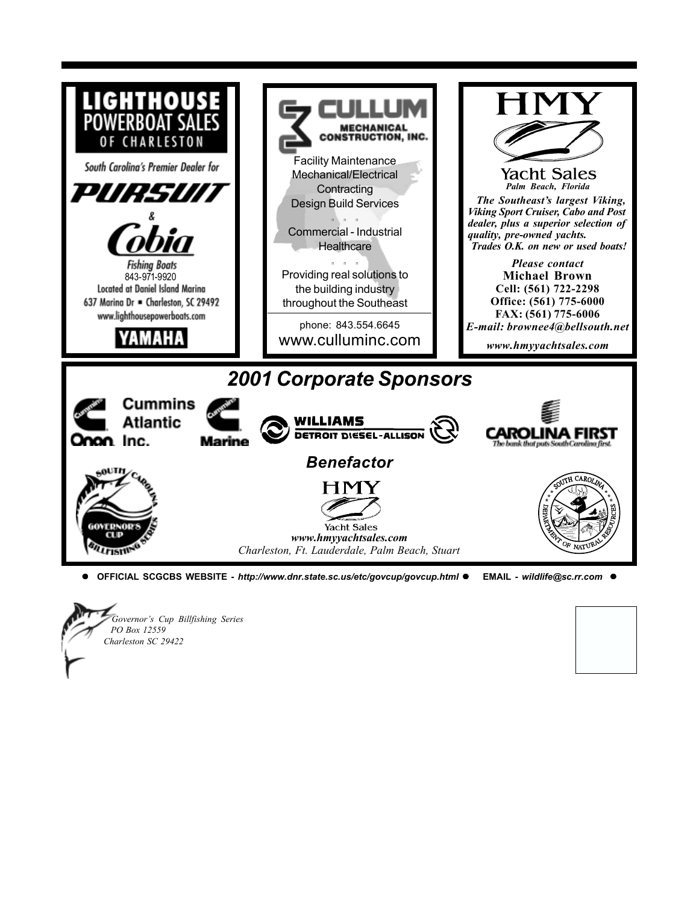**LIGHTHOUSE POWERBOAT SALES OF CHARLESTON**

South Carolina's Premier Dealer for

**PURSUIT**

&

**Cobia**

Fishing Boats

843-971-9920

Located at Daniel Island Marina

637 Marina Dr • Charleston, SC 29492

www.lighthousepowerboats.com

**YAMAHA**

---

**CULLUM MECHANICAL CONSTRUCTION, INC.**

Facility Maintenance

Mechanical/Electrical Contracting

Design Build Services

Commercial - Industrial

Healthcare

Providing real solutions to the building industry throughout the Southeast

phone: 843.554.6645

www.culluminc.com

---

**HMY**

Yacht Sales

*Palm Beach, Florida*

***The Southeast's largest Viking, Viking Sport Cruiser, Cabo and Post dealer, plus a superior selection of quality, pre-owned yachts. Trades O.K. on new or used boats!***

*Please contact*

**Michael Brown**

**Cell: (561) 722-2298**

**Office: (561) 775-6000**

**FAX: (561) 775-6006**

***E-mail: brownee4@bellsouth.net***

***www.hmyyachtsales.com***

---

## *2001 Corporate Sponsors*

Cummins Atlantic Inc. — Onan — Cummins Marine

WILLIAMS DETROIT DIESEL-ALLISON

CAROLINA FIRST — The bank that puts South Carolina first.

### *Benefactor*

HMY Yacht Sales

***www.hmyyachtsales.com***

*Charleston, Ft. Lauderdale, Palm Beach, Stuart*

South Carolina Governor's Cup Billfishing Series

South Carolina Department of Natural Resources

---

**OFFICIAL SCGCBS WEBSITE -** ***http://www.dnr.state.sc.us/etc/govcup/govcup.html*** ● **EMAIL -** ***wildlife@sc.rr.com***

*Governor's Cup Billfishing Series*
*PO Box 12559*
*Charleston SC 29422*